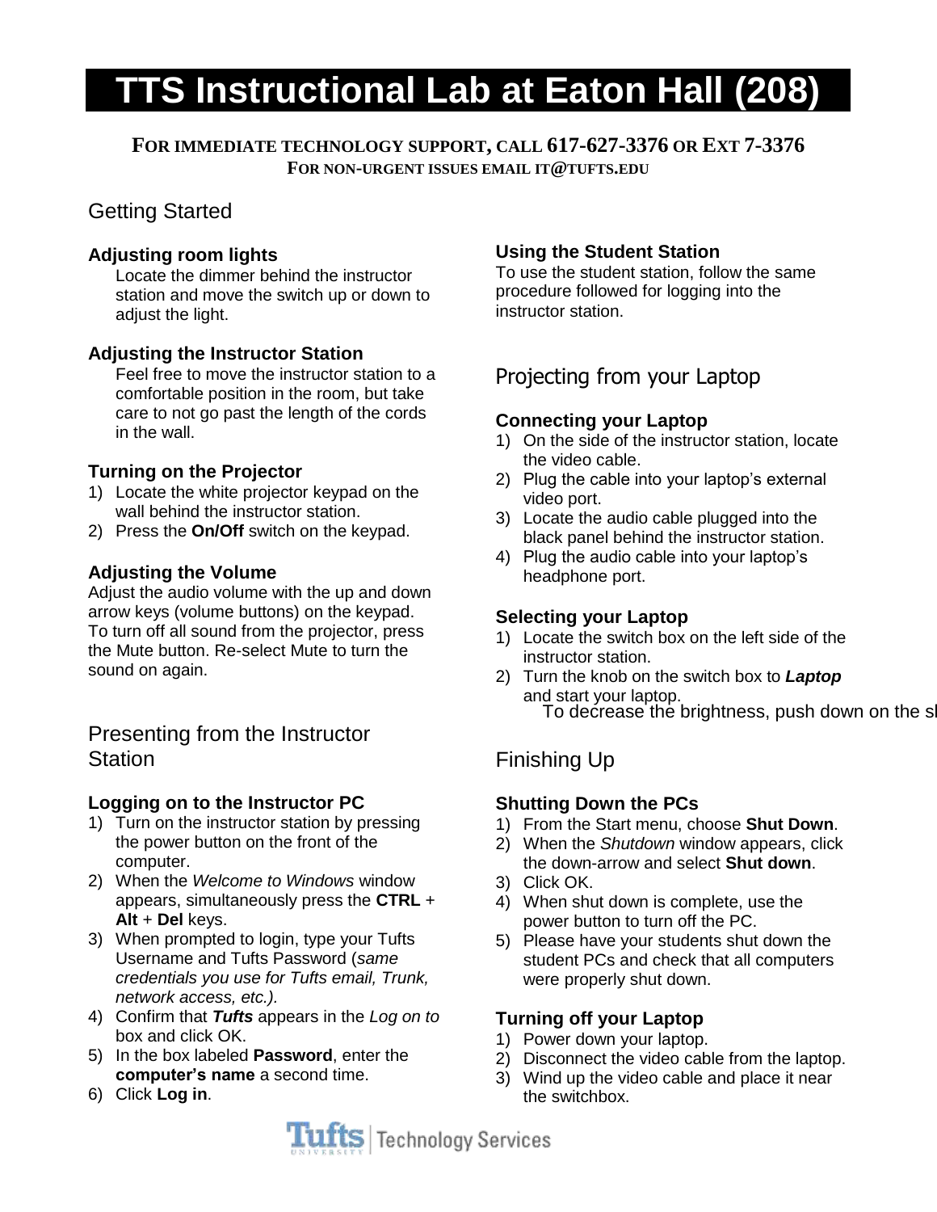# TTS Instructional Lab at Eaton Hall (208)

**FOR IMMEDIATE TECHNOLOGY SUPPORT, CALL 617-627-3376 OR EXT 7-3376**
**FOR NON-URGENT ISSUES EMAIL IT@TUFTS.EDU**

## Getting Started

### Adjusting room lights

Locate the dimmer behind the instructor station and move the switch up or down to adjust the light.

### Adjusting the Instructor Station

Feel free to move the instructor station to a comfortable position in the room, but take care to not go past the length of the cords in the wall.

### Turning on the Projector

1) Locate the white projector keypad on the wall behind the instructor station.
2) Press the **On/Off** switch on the keypad.

### Adjusting the Volume

Adjust the audio volume with the up and down arrow keys (volume buttons) on the keypad. To turn off all sound from the projector, press the Mute button. Re-select Mute to turn the sound on again.

## Presenting from the Instructor Station

### Logging on to the Instructor PC

1) Turn on the instructor station by pressing the power button on the front of the computer.
2) When the *Welcome to Windows* window appears, simultaneously press the **CTRL** + **Alt** + **Del** keys.
3) When prompted to login, type your Tufts Username and Tufts Password (*same credentials you use for Tufts email, Trunk, network access, etc.).*
4) Confirm that ***Tufts*** appears in the *Log on to* box and click OK.
5) In the box labeled **Password**, enter the **computer's name** a second time.
6) Click **Log in**.

### Using the Student Station

To use the student station, follow the same procedure followed for logging into the instructor station.

## Projecting from your Laptop

### Connecting your Laptop

1) On the side of the instructor station, locate the video cable.
2) Plug the cable into your laptop's external video port.
3) Locate the audio cable plugged into the black panel behind the instructor station.
4) Plug the audio cable into your laptop's headphone port.

### Selecting your Laptop

1) Locate the switch box on the left side of the instructor station.
2) Turn the knob on the switch box to ***Laptop*** and start your laptop.

To decrease the brightness, push down on the sl

## Finishing Up

### Shutting Down the PCs

1) From the Start menu, choose **Shut Down**.
2) When the *Shutdown* window appears, click the down-arrow and select **Shut down**.
3) Click OK.
4) When shut down is complete, use the power button to turn off the PC.
5) Please have your students shut down the student PCs and check that all computers were properly shut down.

### Turning off your Laptop

1) Power down your laptop.
2) Disconnect the video cable from the laptop.
3) Wind up the video cable and place it near the switchbox.

Tufts | Technology Services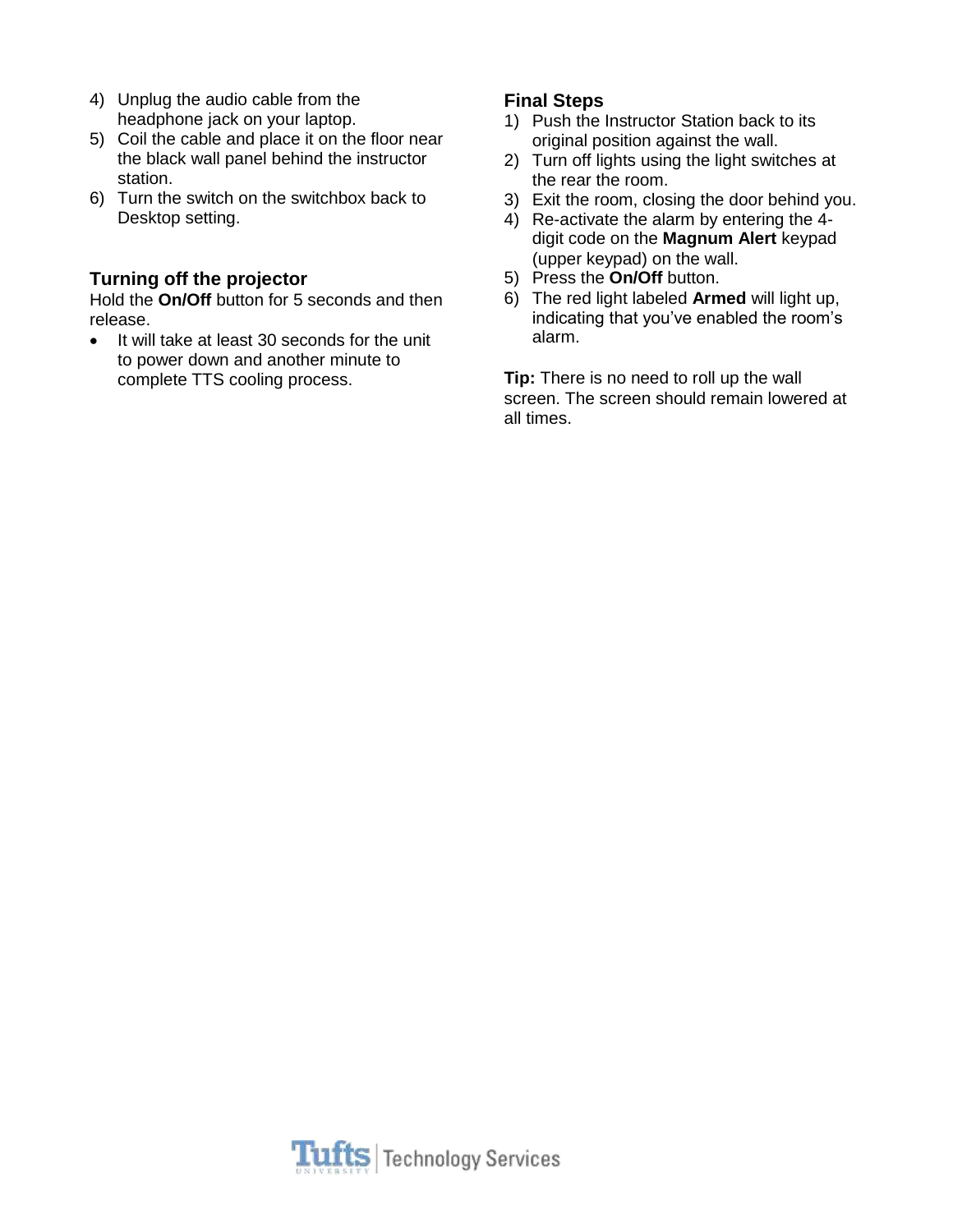4) Unplug the audio cable from the headphone jack on your laptop.
5) Coil the cable and place it on the floor near the black wall panel behind the instructor station.
6) Turn the switch on the switchbox back to Desktop setting.

## Turning off the projector

Hold the **On/Off** button for 5 seconds and then release.

- It will take at least 30 seconds for the unit to power down and another minute to complete TTS cooling process.

## Final Steps

1) Push the Instructor Station back to its original position against the wall.
2) Turn off lights using the light switches at the rear the room.
3) Exit the room, closing the door behind you.
4) Re-activate the alarm by entering the 4-digit code on the **Magnum Alert** keypad (upper keypad) on the wall.
5) Press the **On/Off** button.
6) The red light labeled **Armed** will light up, indicating that you've enabled the room's alarm.

**Tip:** There is no need to roll up the wall screen. The screen should remain lowered at all times.

Tufts University | Technology Services